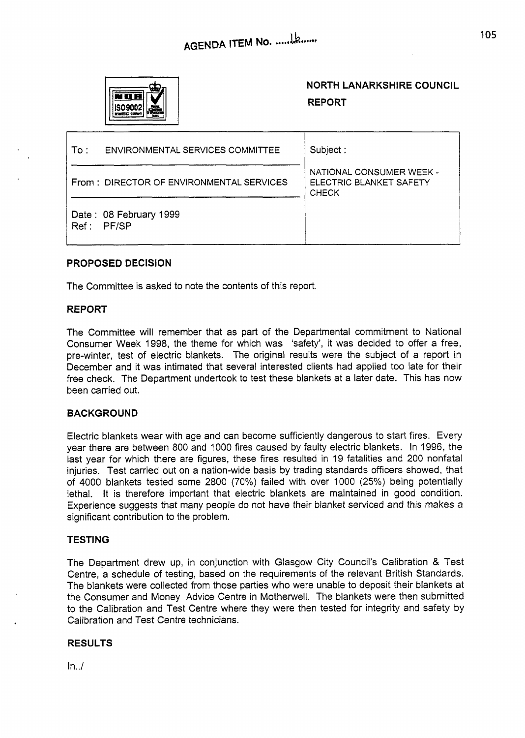AGENDA ITEM No. ......16......

**NORTH LANARKSHIRE COUNCIL**

**REPORT**

| To : ENVIRONMENTAL SERVICES COMMITTEE | Subject : |
| --- | --- |
| From : DIRECTOR OF ENVIRONMENTAL SERVICES | NATIONAL CONSUMER WEEK - ELECTRIC BLANKET SAFETY CHECK |
| Date : 08 February 1999<br>Ref : PF/SP | |

## PROPOSED DECISION

The Committee is asked to note the contents of this report.

## REPORT

The Committee will remember that as part of the Departmental commitment to National Consumer Week 1998, the theme for which was 'safety', it was decided to offer a free, pre-winter, test of electric blankets. The original results were the subject of a report in December and it was intimated that several interested clients had applied too late for their free check. The Department undertook to test these blankets at a later date. This has now been carried out.

## BACKGROUND

Electric blankets wear with age and can become sufficiently dangerous to start fires. Every year there are between 800 and 1000 fires caused by faulty electric blankets. In 1996, the last year for which there are figures, these fires resulted in 19 fatalities and 200 nonfatal injuries. Test carried out on a nation-wide basis by trading standards officers showed, that of 4000 blankets tested some 2800 (70%) failed with over 1000 (25%) being potentially lethal. It is therefore important that electric blankets are maintained in good condition. Experience suggests that many people do not have their blanket serviced and this makes a significant contribution to the problem.

## TESTING

The Department drew up, in conjunction with Glasgow City Council's Calibration & Test Centre, a schedule of testing, based on the requirements of the relevant British Standards. The blankets were collected from those parties who were unable to deposit their blankets at the Consumer and Money Advice Centre in Motherwell. The blankets were then submitted to the Calibration and Test Centre where they were then tested for integrity and safety by Calibration and Test Centre technicians.

## RESULTS

In../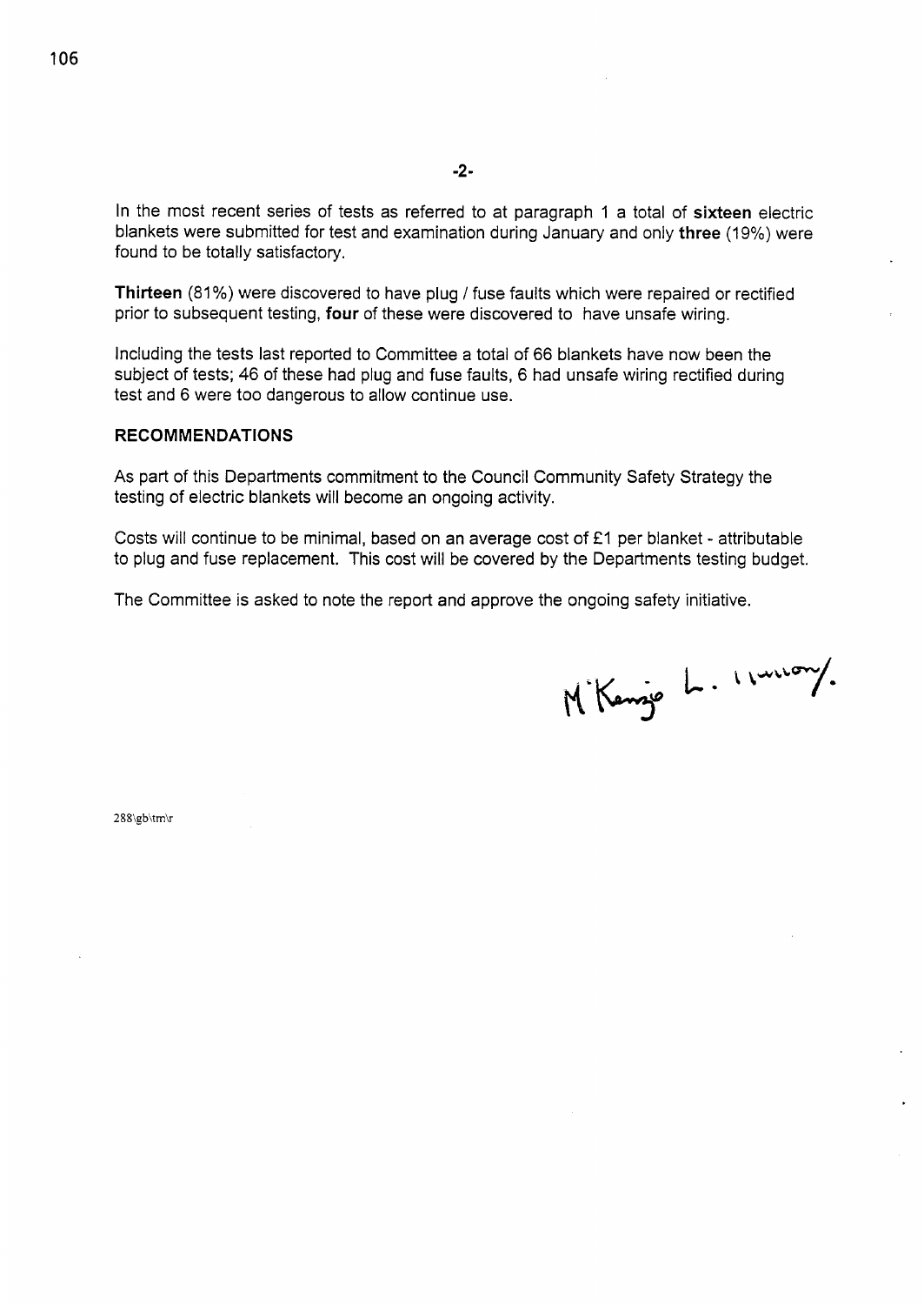In the most recent series of tests as referred to at paragraph 1 a total of **sixteen** electric blankets were submitted for test and examination during January and only **three** (19%) were found to be totally satisfactory.

**Thirteen** (81%) were discovered to have plug / fuse faults which were repaired or rectified prior to subsequent testing, **four** of these were discovered to have unsafe wiring.

Including the tests last reported to Committee a total of 66 blankets have now been the subject of tests; 46 of these had plug and fuse faults, 6 had unsafe wiring rectified during test and 6 were too dangerous to allow continue use.

**RECOMMENDATIONS**

As part of this Departments commitment to the Council Community Safety Strategy the testing of electric blankets will become an ongoing activity.

Costs will continue to be minimal, based on an average cost of £1 per blanket - attributable to plug and fuse replacement. This cost will be covered by the Departments testing budget.

The Committee is asked to note the report and approve the ongoing safety initiative.

M'Kenzie L. Ilwion/.

288\gb\tm\r